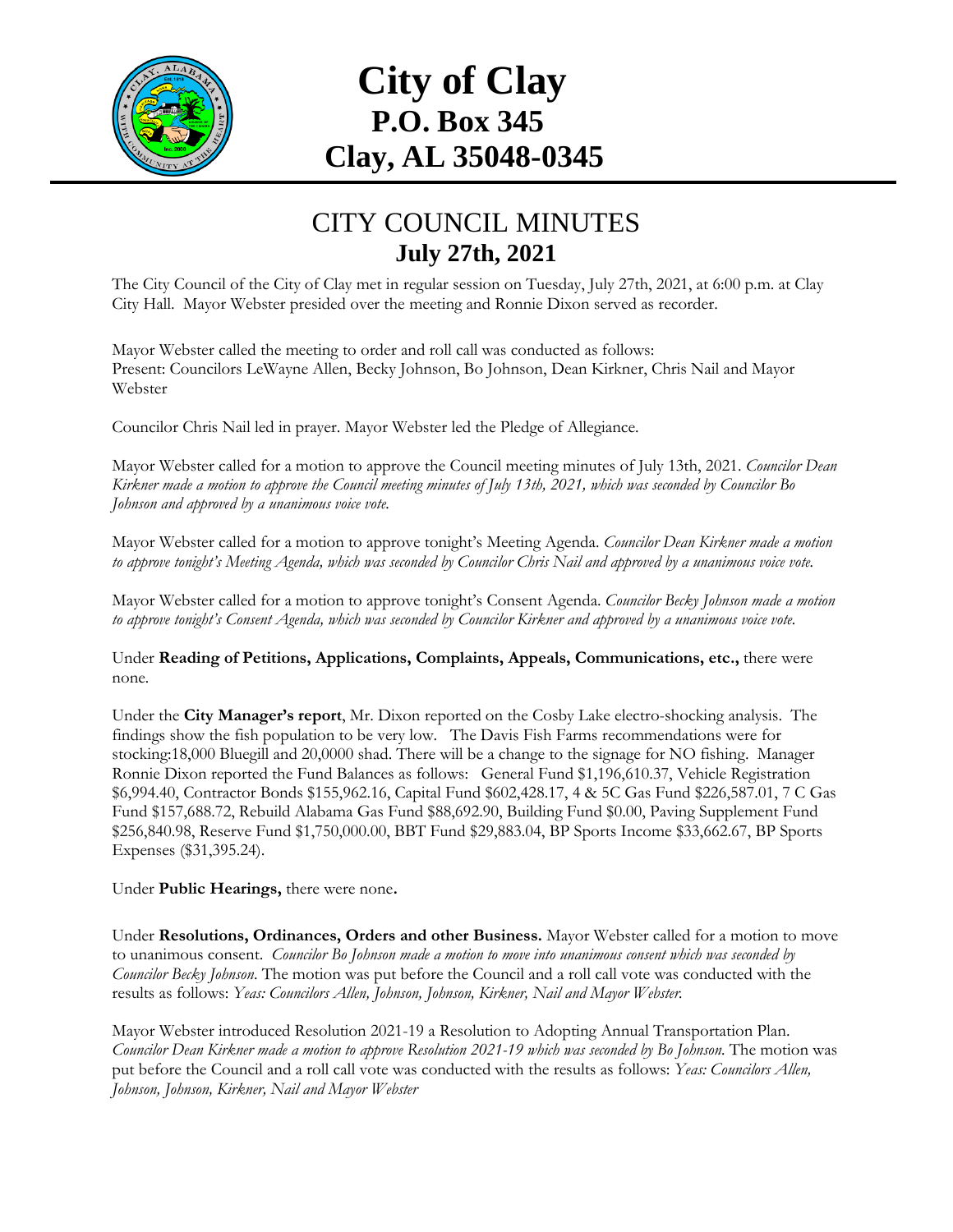# City of Clay

## P.O. Box 345

## Clay, AL 35048-0345

# CITY COUNCIL MINUTES

## July 27th, 2021

The City Council of the City of Clay met in regular session on Tuesday, July 27th, 2021, at 6:00 p.m. at Clay City Hall. Mayor Webster presided over the meeting and Ronnie Dixon served as recorder.

Mayor Webster called the meeting to order and roll call was conducted as follows:
Present: Councilors LeWayne Allen, Becky Johnson, Bo Johnson, Dean Kirkner, Chris Nail and Mayor Webster

Councilor Chris Nail led in prayer. Mayor Webster led the Pledge of Allegiance.

Mayor Webster called for a motion to approve the Council meeting minutes of July 13th, 2021. *Councilor Dean Kirkner made a motion to approve the Council meeting minutes of July 13th, 2021, which was seconded by Councilor Bo Johnson and approved by a unanimous voice vote.*

Mayor Webster called for a motion to approve tonight's Meeting Agenda. *Councilor Dean Kirkner made a motion to approve tonight's Meeting Agenda, which was seconded by Councilor Chris Nail and approved by a unanimous voice vote.*

Mayor Webster called for a motion to approve tonight's Consent Agenda. *Councilor Becky Johnson made a motion to approve tonight's Consent Agenda, which was seconded by Councilor Kirkner and approved by a unanimous voice vote.*

Under **Reading of Petitions, Applications, Complaints, Appeals, Communications, etc.,** there were none.

Under the **City Manager's report**, Mr. Dixon reported on the Cosby Lake electro-shocking analysis. The findings show the fish population to be very low. The Davis Fish Farms recommendations were for stocking:18,000 Bluegill and 20,0000 shad. There will be a change to the signage for NO fishing. Manager Ronnie Dixon reported the Fund Balances as follows: General Fund $1,196,610.37, Vehicle Registration $6,994.40, Contractor Bonds $155,962.16, Capital Fund $602,428.17, 4 & 5C Gas Fund $226,587.01, 7 C Gas Fund $157,688.72, Rebuild Alabama Gas Fund $88,692.90, Building Fund $0.00, Paving Supplement Fund $256,840.98, Reserve Fund $1,750,000.00, BBT Fund $29,883.04, BP Sports Income $33,662.67, BP Sports Expenses ($31,395.24).

Under **Public Hearings,** there were none**.**

Under **Resolutions, Ordinances, Orders and other Business.** Mayor Webster called for a motion to move to unanimous consent. *Councilor Bo Johnson made a motion to move into unanimous consent which was seconded by Councilor Becky Johnson.* The motion was put before the Council and a roll call vote was conducted with the results as follows: *Yeas: Councilors Allen, Johnson, Johnson, Kirkner, Nail and Mayor Webster.*

Mayor Webster introduced Resolution 2021-19 a Resolution to Adopting Annual Transportation Plan. *Councilor Dean Kirkner made a motion to approve Resolution 2021-19 which was seconded by Bo Johnson.* The motion was put before the Council and a roll call vote was conducted with the results as follows: *Yeas: Councilors Allen, Johnson, Johnson, Kirkner, Nail and Mayor Webster*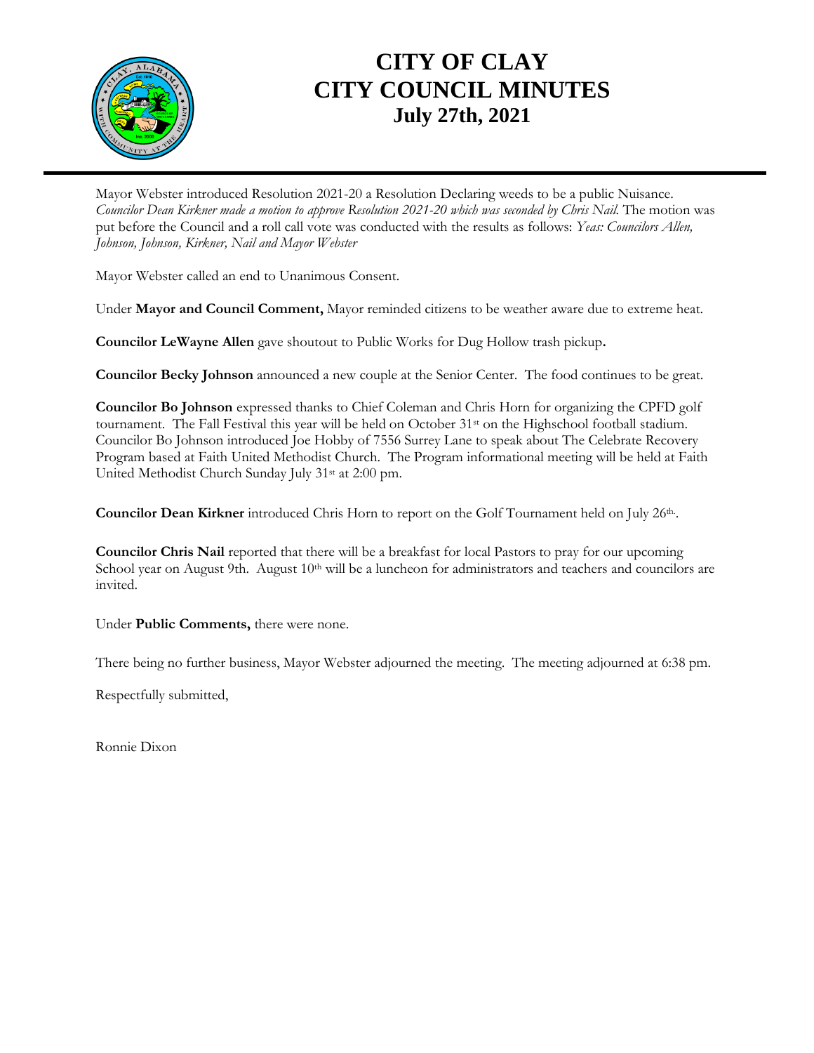# CITY OF CLAY
# CITY COUNCIL MINUTES
## July 27th, 2021

Mayor Webster introduced Resolution 2021-20 a Resolution Declaring weeds to be a public Nuisance. *Councilor Dean Kirkner made a motion to approve Resolution 2021-20 which was seconded by Chris Nail.* The motion was put before the Council and a roll call vote was conducted with the results as follows: *Yeas: Councilors Allen, Johnson, Johnson, Kirkner, Nail and Mayor Webster*

Mayor Webster called an end to Unanimous Consent.

Under **Mayor and Council Comment,** Mayor reminded citizens to be weather aware due to extreme heat.

**Councilor LeWayne Allen** gave shoutout to Public Works for Dug Hollow trash pickup**.**

**Councilor Becky Johnson** announced a new couple at the Senior Center. The food continues to be great.

**Councilor Bo Johnson** expressed thanks to Chief Coleman and Chris Horn for organizing the CPFD golf tournament. The Fall Festival this year will be held on October 31st on the Highschool football stadium. Councilor Bo Johnson introduced Joe Hobby of 7556 Surrey Lane to speak about The Celebrate Recovery Program based at Faith United Methodist Church. The Program informational meeting will be held at Faith United Methodist Church Sunday July 31st at 2:00 pm.

**Councilor Dean Kirkner** introduced Chris Horn to report on the Golf Tournament held on July 26th..

**Councilor Chris Nail** reported that there will be a breakfast for local Pastors to pray for our upcoming School year on August 9th. August 10th will be a luncheon for administrators and teachers and councilors are invited.

Under **Public Comments,** there were none.

There being no further business, Mayor Webster adjourned the meeting. The meeting adjourned at 6:38 pm.

Respectfully submitted,

Ronnie Dixon